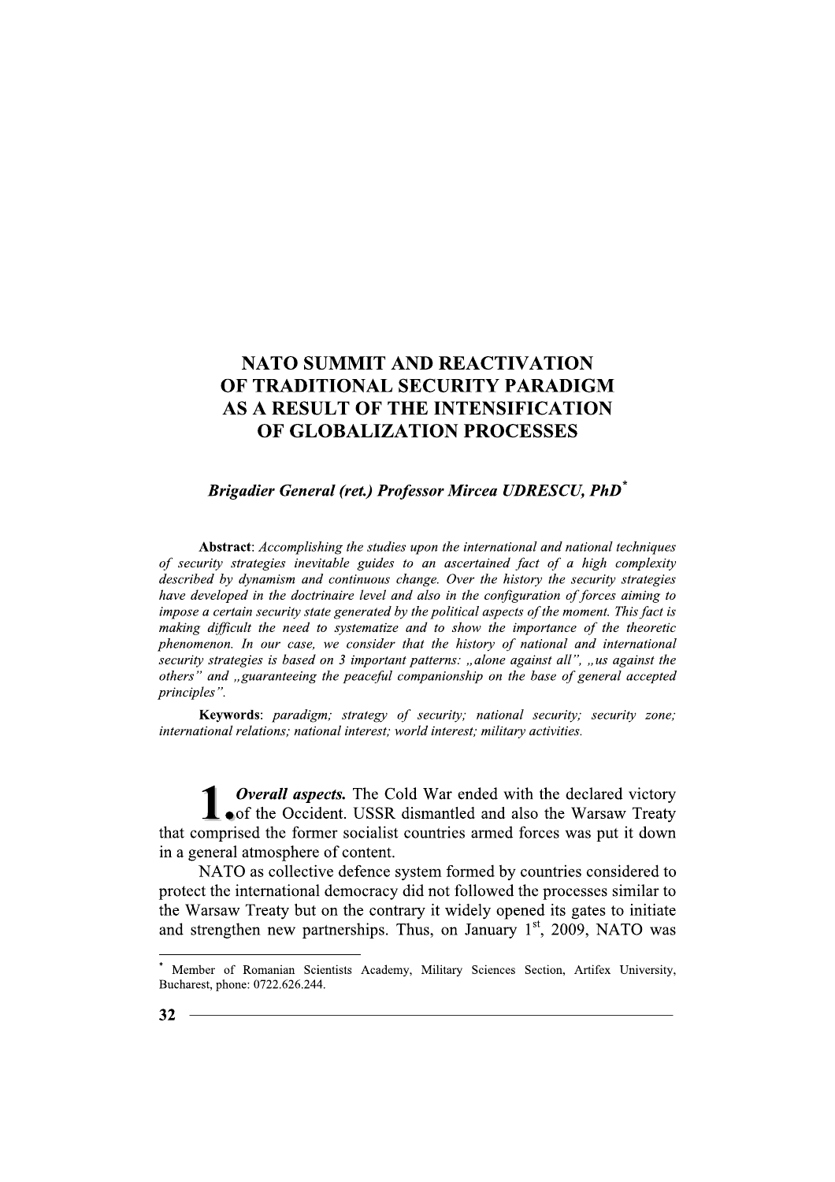# NATO SUMMIT AND REACTIVATION OF TRADITIONAL SECURITY PARADIGM AS A RESULT OF THE INTENSIFICATION OF GLOBALIZATION PROCESSES

***Brigadier General (ret.) Professor Mircea UDRESCU, PhD**[*]*

**Abstract**: *Accomplishing the studies upon the international and national techniques of security strategies inevitable guides to an ascertained fact of a high complexity described by dynamism and continuous change. Over the history the security strategies have developed in the doctrinaire level and also in the configuration of forces aiming to impose a certain security state generated by the political aspects of the moment. This fact is making difficult the need to systematize and to show the importance of the theoretic phenomenon. In our case, we consider that the history of national and international security strategies is based on 3 important patterns: „alone against all", „us against the others" and „guaranteeing the peaceful companionship on the base of general accepted principles".*

**Keywords**: *paradigm; strategy of security; national security; security zone; international relations; national interest; world interest; military activities.*

**1.** ***Overall aspects.*** The Cold War ended with the declared victory of the Occident. USSR dismantled and also the Warsaw Treaty that comprised the former socialist countries armed forces was put it down in a general atmosphere of content.

NATO as collective defence system formed by countries considered to protect the international democracy did not followed the processes similar to the Warsaw Treaty but on the contrary it widely opened its gates to initiate and strengthen new partnerships. Thus, on January 1st, 2009, NATO was

---

[*] Member of Romanian Scientists Academy, Military Sciences Section, Artifex University, Bucharest, phone: 0722.626.244.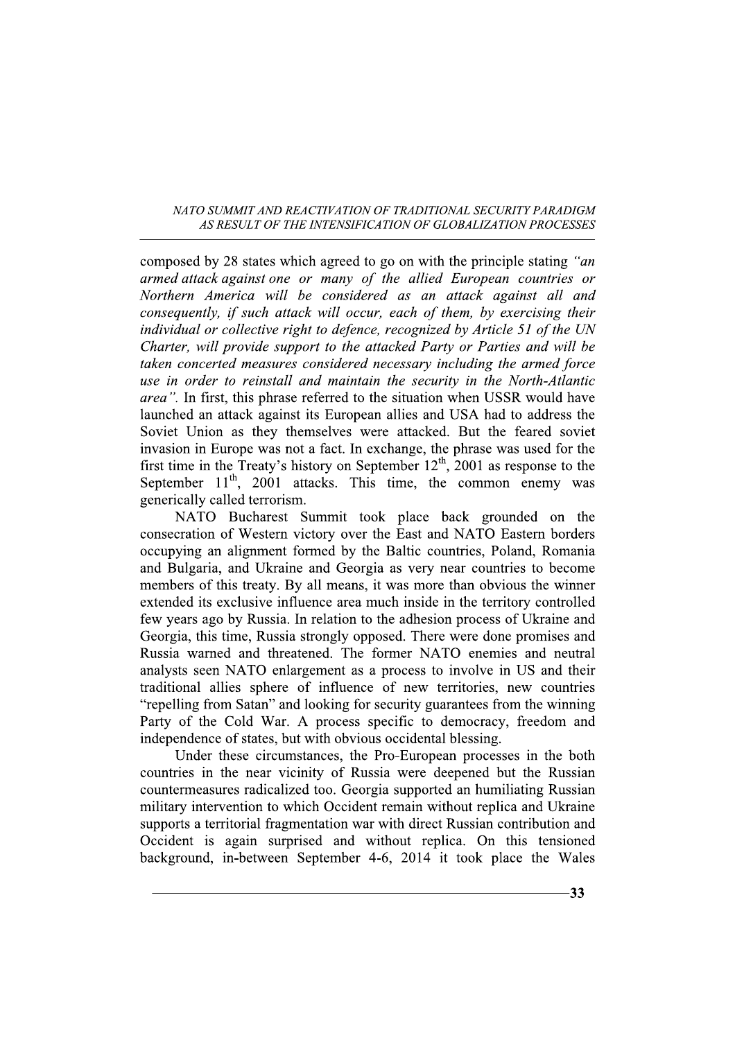composed by 28 states which agreed to go on with the principle stating *"an armed attack against one or many of the allied European countries or Northern America will be considered as an attack against all and consequently, if such attack will occur, each of them, by exercising their individual or collective right to defence, recognized by Article 51 of the UN Charter, will provide support to the attacked Party or Parties and will be taken concerted measures considered necessary including the armed force use in order to reinstall and maintain the security in the North-Atlantic area"*. In first, this phrase referred to the situation when USSR would have launched an attack against its European allies and USA had to address the Soviet Union as they themselves were attacked. But the feared soviet invasion in Europe was not a fact. In exchange, the phrase was used for the first time in the Treaty's history on September 12th, 2001 as response to the September 11th, 2001 attacks. This time, the common enemy was generically called terrorism.

NATO Bucharest Summit took place back grounded on the consecration of Western victory over the East and NATO Eastern borders occupying an alignment formed by the Baltic countries, Poland, Romania and Bulgaria, and Ukraine and Georgia as very near countries to become members of this treaty. By all means, it was more than obvious the winner extended its exclusive influence area much inside in the territory controlled few years ago by Russia. In relation to the adhesion process of Ukraine and Georgia, this time, Russia strongly opposed. There were done promises and Russia warned and threatened. The former NATO enemies and neutral analysts seen NATO enlargement as a process to involve in US and their traditional allies sphere of influence of new territories, new countries "repelling from Satan" and looking for security guarantees from the winning Party of the Cold War. A process specific to democracy, freedom and independence of states, but with obvious occidental blessing.

Under these circumstances, the Pro-European processes in the both countries in the near vicinity of Russia were deepened but the Russian countermeasures radicalized too. Georgia supported an humiliating Russian military intervention to which Occident remain without replica and Ukraine supports a territorial fragmentation war with direct Russian contribution and Occident is again surprised and without replica. On this tensioned background, in-between September 4-6, 2014 it took place the Wales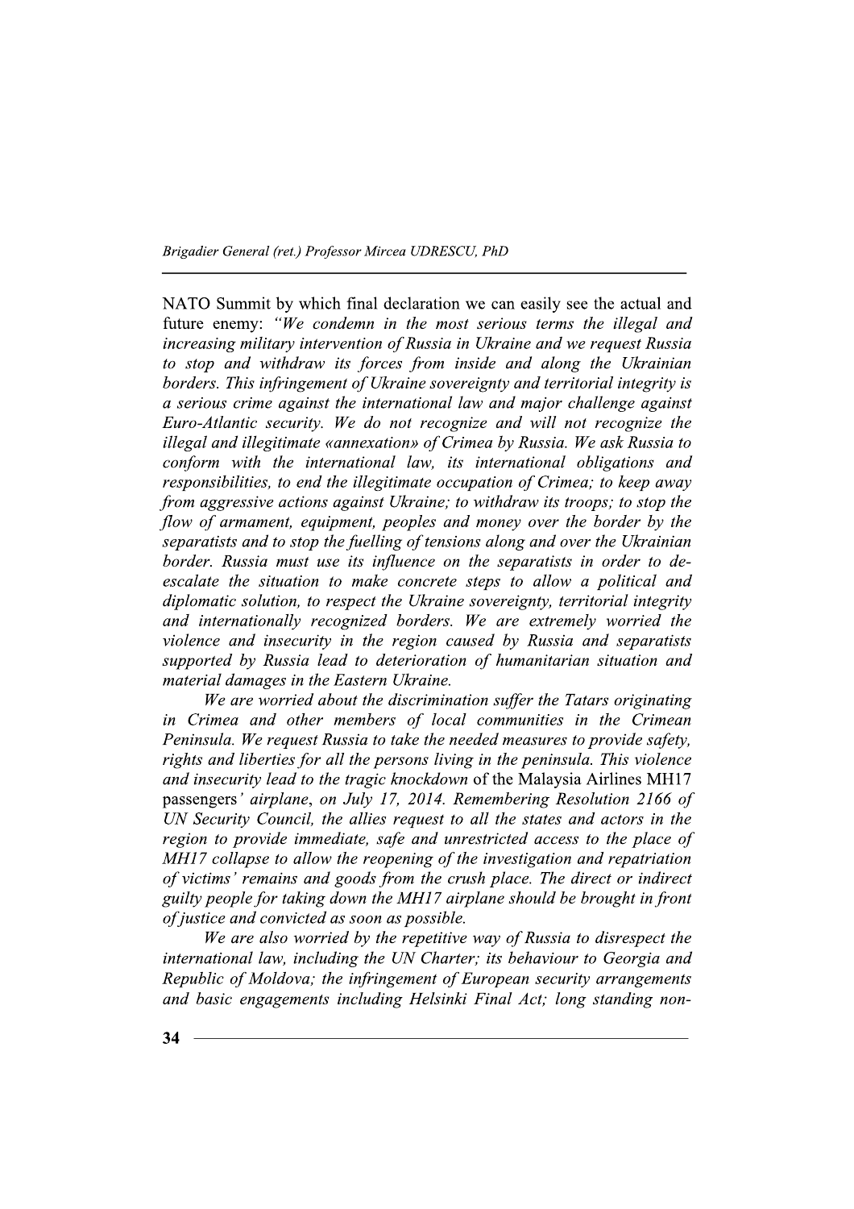NATO Summit by which final declaration we can easily see the actual and future enemy: *"We condemn in the most serious terms the illegal and increasing military intervention of Russia in Ukraine and we request Russia to stop and withdraw its forces from inside and along the Ukrainian borders. This infringement of Ukraine sovereignty and territorial integrity is a serious crime against the international law and major challenge against Euro-Atlantic security. We do not recognize and will not recognize the illegal and illegitimate «annexation» of Crimea by Russia. We ask Russia to conform with the international law, its international obligations and responsibilities, to end the illegitimate occupation of Crimea; to keep away from aggressive actions against Ukraine; to withdraw its troops; to stop the flow of armament, equipment, peoples and money over the border by the separatists and to stop the fuelling of tensions along and over the Ukrainian border. Russia must use its influence on the separatists in order to de-escalate the situation to make concrete steps to allow a political and diplomatic solution, to respect the Ukraine sovereignty, territorial integrity and internationally recognized borders. We are extremely worried the violence and insecurity in the region caused by Russia and separatists supported by Russia lead to deterioration of humanitarian situation and material damages in the Eastern Ukraine.*

*We are worried about the discrimination suffer the Tatars originating in Crimea and other members of local communities in the Crimean Peninsula. We request Russia to take the needed measures to provide safety, rights and liberties for all the persons living in the peninsula. This violence and insecurity lead to the tragic knockdown* of the Malaysia Airlines MH17 passengers*' airplane, on July 17, 2014. Remembering Resolution 2166 of UN Security Council, the allies request to all the states and actors in the region to provide immediate, safe and unrestricted access to the place of MH17 collapse to allow the reopening of the investigation and repatriation of victims' remains and goods from the crush place. The direct or indirect guilty people for taking down the MH17 airplane should be brought in front of justice and convicted as soon as possible.*

*We are also worried by the repetitive way of Russia to disrespect the international law, including the UN Charter; its behaviour to Georgia and Republic of Moldova; the infringement of European security arrangements and basic engagements including Helsinki Final Act; long standing non-*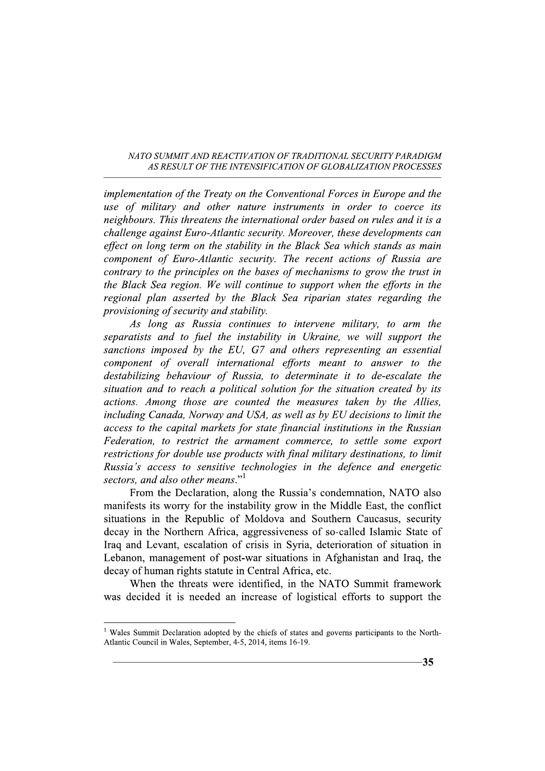*implementation of the Treaty on the Conventional Forces in Europe and the use of military and other nature instruments in order to coerce its neighbours. This threatens the international order based on rules and it is a challenge against Euro-Atlantic security. Moreover, these developments can effect on long term on the stability in the Black Sea which stands as main component of Euro-Atlantic security. The recent actions of Russia are contrary to the principles on the bases of mechanisms to grow the trust in the Black Sea region. We will continue to support when the efforts in the regional plan asserted by the Black Sea riparian states regarding the provisioning of security and stability.*

*As long as Russia continues to intervene military, to arm the separatists and to fuel the instability in Ukraine, we will support the sanctions imposed by the EU, G7 and others representing an essential component of overall international efforts meant to answer to the destabilizing behaviour of Russia, to determinate it to de-escalate the situation and to reach a political solution for the situation created by its actions. Among those are counted the measures taken by the Allies, including Canada, Norway and USA, as well as by EU decisions to limit the access to the capital markets for state financial institutions in the Russian Federation, to restrict the armament commerce, to settle some export restrictions for double use products with final military destinations, to limit Russia's access to sensitive technologies in the defence and energetic sectors, and also other means*."[1]

From the Declaration, along the Russia's condemnation, NATO also manifests its worry for the instability grow in the Middle East, the conflict situations in the Republic of Moldova and Southern Caucasus, security decay in the Northern Africa, aggressiveness of so-called Islamic State of Iraq and Levant, escalation of crisis in Syria, deterioration of situation in Lebanon, management of post-war situations in Afghanistan and Iraq, the decay of human rights statute in Central Africa, etc.

When the threats were identified, in the NATO Summit framework was decided it is needed an increase of logistical efforts to support the

---

[1] Wales Summit Declaration adopted by the chiefs of states and governs participants to the North-Atlantic Council in Wales, September, 4-5, 2014, items 16-19.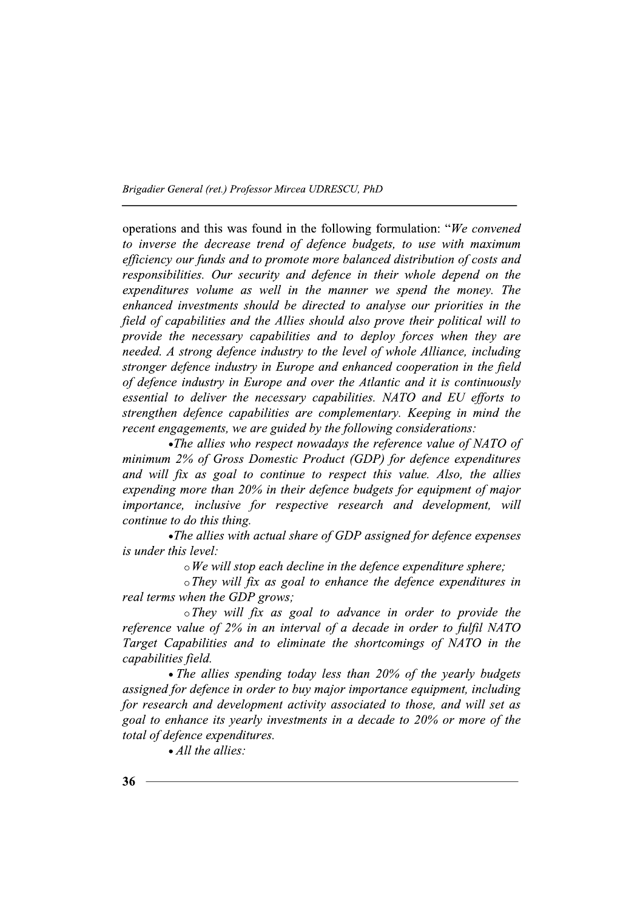operations and this was found in the following formulation: "*We convened to inverse the decrease trend of defence budgets, to use with maximum efficiency our funds and to promote more balanced distribution of costs and responsibilities. Our security and defence in their whole depend on the expenditures volume as well in the manner we spend the money. The enhanced investments should be directed to analyse our priorities in the field of capabilities and the Allies should also prove their political will to provide the necessary capabilities and to deploy forces when they are needed. A strong defence industry to the level of whole Alliance, including stronger defence industry in Europe and enhanced cooperation in the field of defence industry in Europe and over the Atlantic and it is continuously essential to deliver the necessary capabilities. NATO and EU efforts to strengthen defence capabilities are complementary. Keeping in mind the recent engagements, we are guided by the following considerations:*

- *The allies who respect nowadays the reference value of NATO of minimum 2% of Gross Domestic Product (GDP) for defence expenditures and will fix as goal to continue to respect this value. Also, the allies expending more than 20% in their defence budgets for equipment of major importance, inclusive for respective research and development, will continue to do this thing.*
- *The allies with actual share of GDP assigned for defence expenses is under this level:*
  - *We will stop each decline in the defence expenditure sphere;*
  - *They will fix as goal to enhance the defence expenditures in real terms when the GDP grows;*
  - *They will fix as goal to advance in order to provide the reference value of 2% in an interval of a decade in order to fulfil NATO Target Capabilities and to eliminate the shortcomings of NATO in the capabilities field.*
- *The allies spending today less than 20% of the yearly budgets assigned for defence in order to buy major importance equipment, including for research and development activity associated to those, and will set as goal to enhance its yearly investments in a decade to 20% or more of the total of defence expenditures.*
- *All the allies:*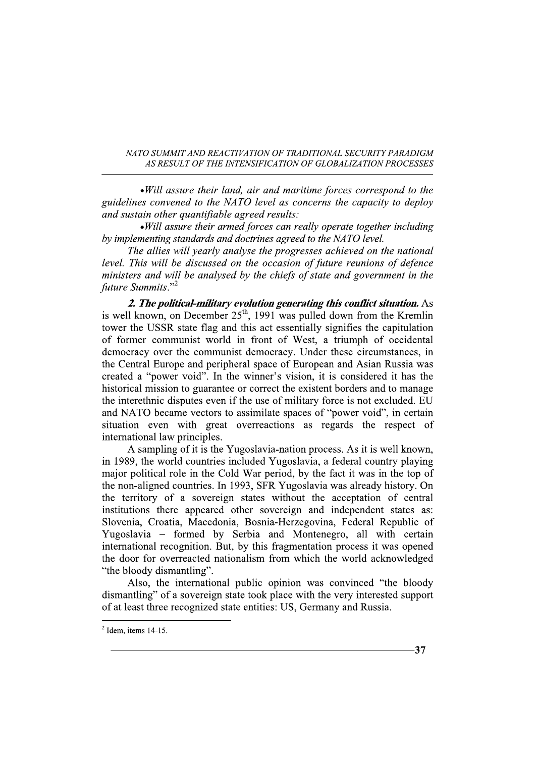*•Will assure their land, air and maritime forces correspond to the guidelines convened to the NATO level as concerns the capacity to deploy and sustain other quantifiable agreed results:*

*•Will assure their armed forces can really operate together including by implementing standards and doctrines agreed to the NATO level.*

*The allies will yearly analyse the progresses achieved on the national level. This will be discussed on the occasion of future reunions of defence ministers and will be analysed by the chiefs of state and government in the future Summits*."[2]

***2. The political-military evolution generating this conflict situation.*** As is well known, on December 25th, 1991 was pulled down from the Kremlin tower the USSR state flag and this act essentially signifies the capitulation of former communist world in front of West, a triumph of occidental democracy over the communist democracy. Under these circumstances, in the Central Europe and peripheral space of European and Asian Russia was created a "power void". In the winner's vision, it is considered it has the historical mission to guarantee or correct the existent borders and to manage the interethnic disputes even if the use of military force is not excluded. EU and NATO became vectors to assimilate spaces of "power void", in certain situation even with great overreactions as regards the respect of international law principles.

A sampling of it is the Yugoslavia-nation process. As it is well known, in 1989, the world countries included Yugoslavia, a federal country playing major political role in the Cold War period, by the fact it was in the top of the non-aligned countries. In 1993, SFR Yugoslavia was already history. On the territory of a sovereign states without the acceptation of central institutions there appeared other sovereign and independent states as: Slovenia, Croatia, Macedonia, Bosnia-Herzegovina, Federal Republic of Yugoslavia – formed by Serbia and Montenegro, all with certain international recognition. But, by this fragmentation process it was opened the door for overreacted nationalism from which the world acknowledged "the bloody dismantling".

Also, the international public opinion was convinced "the bloody dismantling" of a sovereign state took place with the very interested support of at least three recognized state entities: US, Germany and Russia.

---

[2] Idem, items 14-15.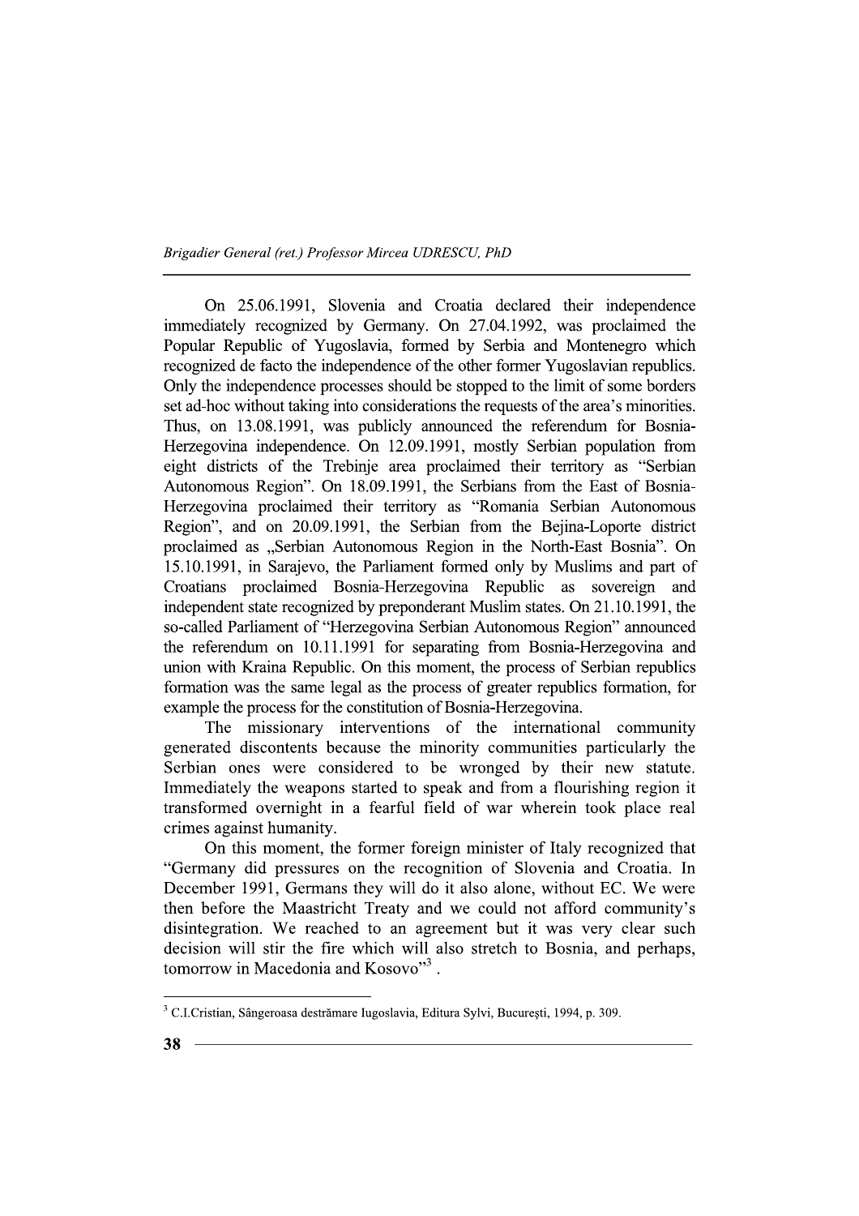On 25.06.1991, Slovenia and Croatia declared their independence immediately recognized by Germany. On 27.04.1992, was proclaimed the Popular Republic of Yugoslavia, formed by Serbia and Montenegro which recognized de facto the independence of the other former Yugoslavian republics. Only the independence processes should be stopped to the limit of some borders set ad-hoc without taking into considerations the requests of the area's minorities. Thus, on 13.08.1991, was publicly announced the referendum for Bosnia-Herzegovina independence. On 12.09.1991, mostly Serbian population from eight districts of the Trebinje area proclaimed their territory as "Serbian Autonomous Region". On 18.09.1991, the Serbians from the East of Bosnia-Herzegovina proclaimed their territory as "Romania Serbian Autonomous Region", and on 20.09.1991, the Serbian from the Bejina-Loporte district proclaimed as „Serbian Autonomous Region in the North-East Bosnia". On 15.10.1991, in Sarajevo, the Parliament formed only by Muslims and part of Croatians proclaimed Bosnia-Herzegovina Republic as sovereign and independent state recognized by preponderant Muslim states. On 21.10.1991, the so-called Parliament of "Herzegovina Serbian Autonomous Region" announced the referendum on 10.11.1991 for separating from Bosnia-Herzegovina and union with Kraina Republic. On this moment, the process of Serbian republics formation was the same legal as the process of greater republics formation, for example the process for the constitution of Bosnia-Herzegovina.

The missionary interventions of the international community generated discontents because the minority communities particularly the Serbian ones were considered to be wronged by their new statute. Immediately the weapons started to speak and from a flourishing region it transformed overnight in a fearful field of war wherein took place real crimes against humanity.

On this moment, the former foreign minister of Italy recognized that "Germany did pressures on the recognition of Slovenia and Croatia. In December 1991, Germans they will do it also alone, without EC. We were then before the Maastricht Treaty and we could not afford community's disintegration. We reached to an agreement but it was very clear such decision will stir the fire which will also stretch to Bosnia, and perhaps, tomorrow in Macedonia and Kosovo"[3] .

---

[3] C.I.Cristian, Sângeroasa destrămare Iugoslavia, Editura Sylvi, Bucureşti, 1994, p. 309.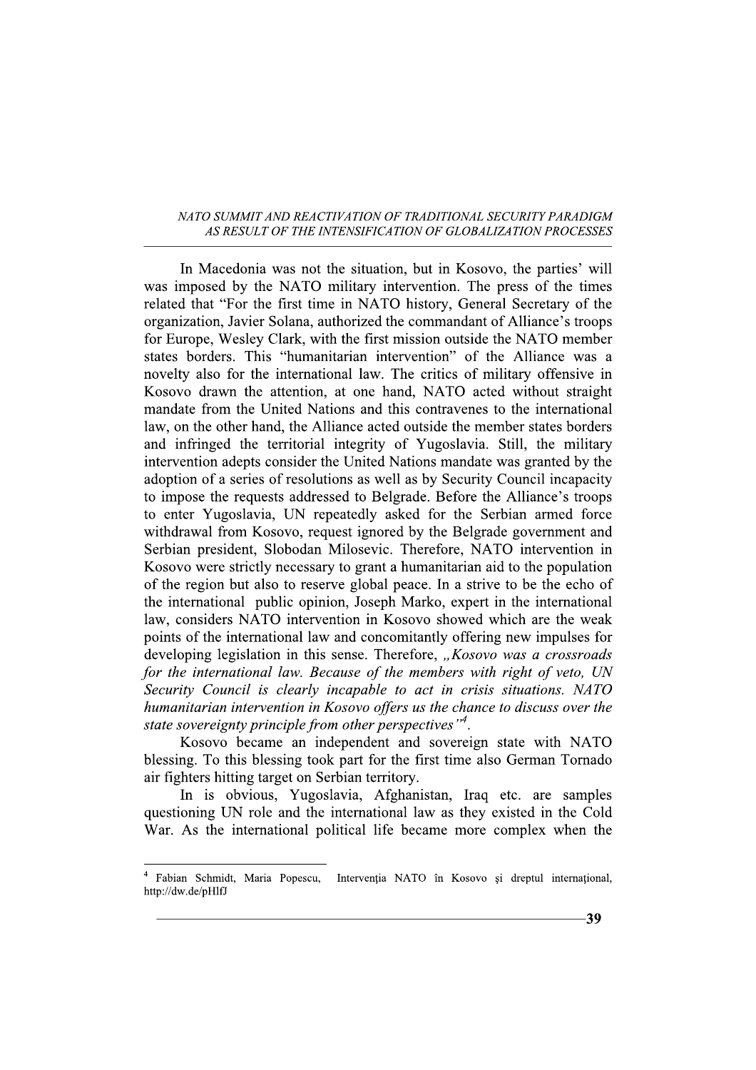In Macedonia was not the situation, but in Kosovo, the parties' will was imposed by the NATO military intervention. The press of the times related that "For the first time in NATO history, General Secretary of the organization, Javier Solana, authorized the commandant of Alliance's troops for Europe, Wesley Clark, with the first mission outside the NATO member states borders. This "humanitarian intervention" of the Alliance was a novelty also for the international law. The critics of military offensive in Kosovo drawn the attention, at one hand, NATO acted without straight mandate from the United Nations and this contravenes to the international law, on the other hand, the Alliance acted outside the member states borders and infringed the territorial integrity of Yugoslavia. Still, the military intervention adepts consider the United Nations mandate was granted by the adoption of a series of resolutions as well as by Security Council incapacity to impose the requests addressed to Belgrade. Before the Alliance's troops to enter Yugoslavia, UN repeatedly asked for the Serbian armed force withdrawal from Kosovo, request ignored by the Belgrade government and Serbian president, Slobodan Milosevic. Therefore, NATO intervention in Kosovo were strictly necessary to grant a humanitarian aid to the population of the region but also to reserve global peace. In a strive to be the echo of the international public opinion, Joseph Marko, expert in the international law, considers NATO intervention in Kosovo showed which are the weak points of the international law and concomitantly offering new impulses for developing legislation in this sense. Therefore, *„Kosovo was a crossroads for the international law. Because of the members with right of veto, UN Security Council is clearly incapable to act in crisis situations. NATO humanitarian intervention in Kosovo offers us the chance to discuss over the state sovereignty principle from other perspectives"*[4].

Kosovo became an independent and sovereign state with NATO blessing. To this blessing took part for the first time also German Tornado air fighters hitting target on Serbian territory.

In is obvious, Yugoslavia, Afghanistan, Iraq etc. are samples questioning UN role and the international law as they existed in the Cold War. As the international political life became more complex when the

---

[4] Fabian Schmidt, Maria Popescu, Intervenţia NATO în Kosovo şi dreptul internaţional, http://dw.de/pHlfJ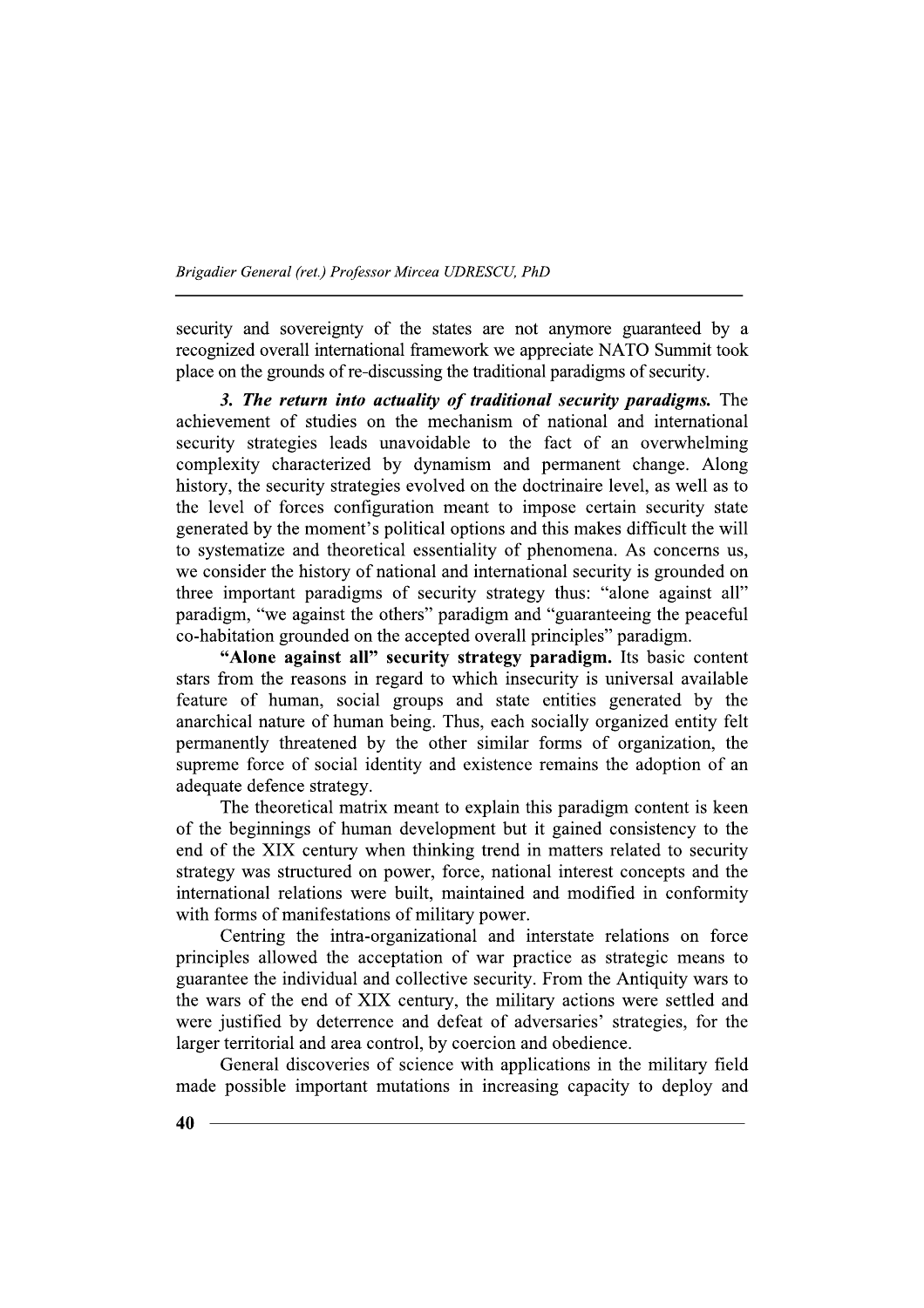security and sovereignty of the states are not anymore guaranteed by a recognized overall international framework we appreciate NATO Summit took place on the grounds of re-discussing the traditional paradigms of security.

***3. The return into actuality of traditional security paradigms.*** The achievement of studies on the mechanism of national and international security strategies leads unavoidable to the fact of an overwhelming complexity characterized by dynamism and permanent change. Along history, the security strategies evolved on the doctrinaire level, as well as to the level of forces configuration meant to impose certain security state generated by the moment's political options and this makes difficult the will to systematize and theoretical essentiality of phenomena. As concerns us, we consider the history of national and international security is grounded on three important paradigms of security strategy thus: "alone against all" paradigm, "we against the others" paradigm and "guaranteeing the peaceful co-habitation grounded on the accepted overall principles" paradigm.

**"Alone against all" security strategy paradigm.** Its basic content stars from the reasons in regard to which insecurity is universal available feature of human, social groups and state entities generated by the anarchical nature of human being. Thus, each socially organized entity felt permanently threatened by the other similar forms of organization, the supreme force of social identity and existence remains the adoption of an adequate defence strategy.

The theoretical matrix meant to explain this paradigm content is keen of the beginnings of human development but it gained consistency to the end of the XIX century when thinking trend in matters related to security strategy was structured on power, force, national interest concepts and the international relations were built, maintained and modified in conformity with forms of manifestations of military power.

Centring the intra-organizational and interstate relations on force principles allowed the acceptation of war practice as strategic means to guarantee the individual and collective security. From the Antiquity wars to the wars of the end of XIX century, the military actions were settled and were justified by deterrence and defeat of adversaries' strategies, for the larger territorial and area control, by coercion and obedience.

General discoveries of science with applications in the military field made possible important mutations in increasing capacity to deploy and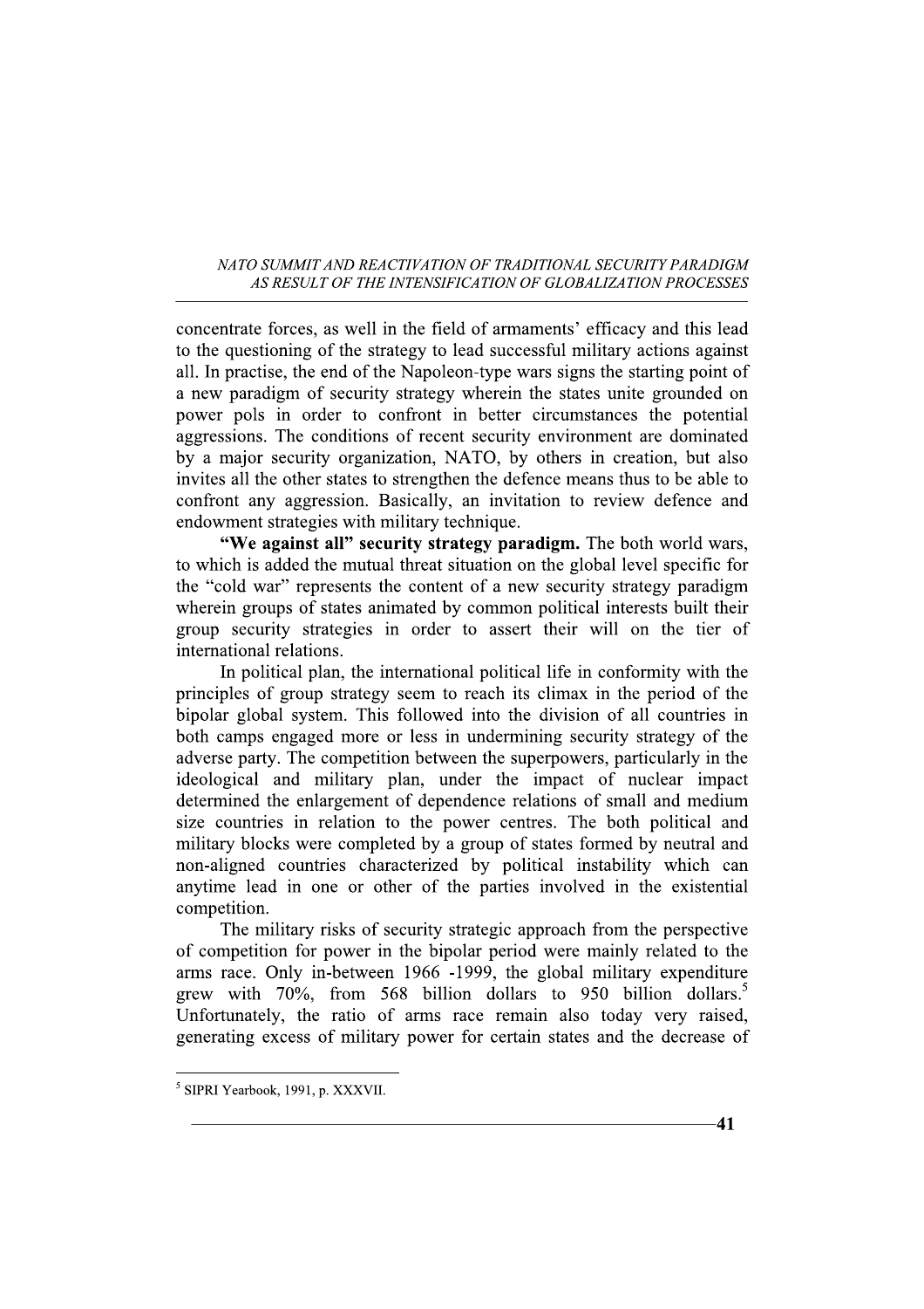concentrate forces, as well in the field of armaments' efficacy and this lead to the questioning of the strategy to lead successful military actions against all. In practise, the end of the Napoleon-type wars signs the starting point of a new paradigm of security strategy wherein the states unite grounded on power pols in order to confront in better circumstances the potential aggressions. The conditions of recent security environment are dominated by a major security organization, NATO, by others in creation, but also invites all the other states to strengthen the defence means thus to be able to confront any aggression. Basically, an invitation to review defence and endowment strategies with military technique.

**"We against all" security strategy paradigm.** The both world wars, to which is added the mutual threat situation on the global level specific for the "cold war" represents the content of a new security strategy paradigm wherein groups of states animated by common political interests built their group security strategies in order to assert their will on the tier of international relations.

In political plan, the international political life in conformity with the principles of group strategy seem to reach its climax in the period of the bipolar global system. This followed into the division of all countries in both camps engaged more or less in undermining security strategy of the adverse party. The competition between the superpowers, particularly in the ideological and military plan, under the impact of nuclear impact determined the enlargement of dependence relations of small and medium size countries in relation to the power centres. The both political and military blocks were completed by a group of states formed by neutral and non-aligned countries characterized by political instability which can anytime lead in one or other of the parties involved in the existential competition.

The military risks of security strategic approach from the perspective of competition for power in the bipolar period were mainly related to the arms race. Only in-between 1966 -1999, the global military expenditure grew with 70%, from 568 billion dollars to 950 billion dollars.[5] Unfortunately, the ratio of arms race remain also today very raised, generating excess of military power for certain states and the decrease of

[5] SIPRI Yearbook, 1991, p. XXXVII.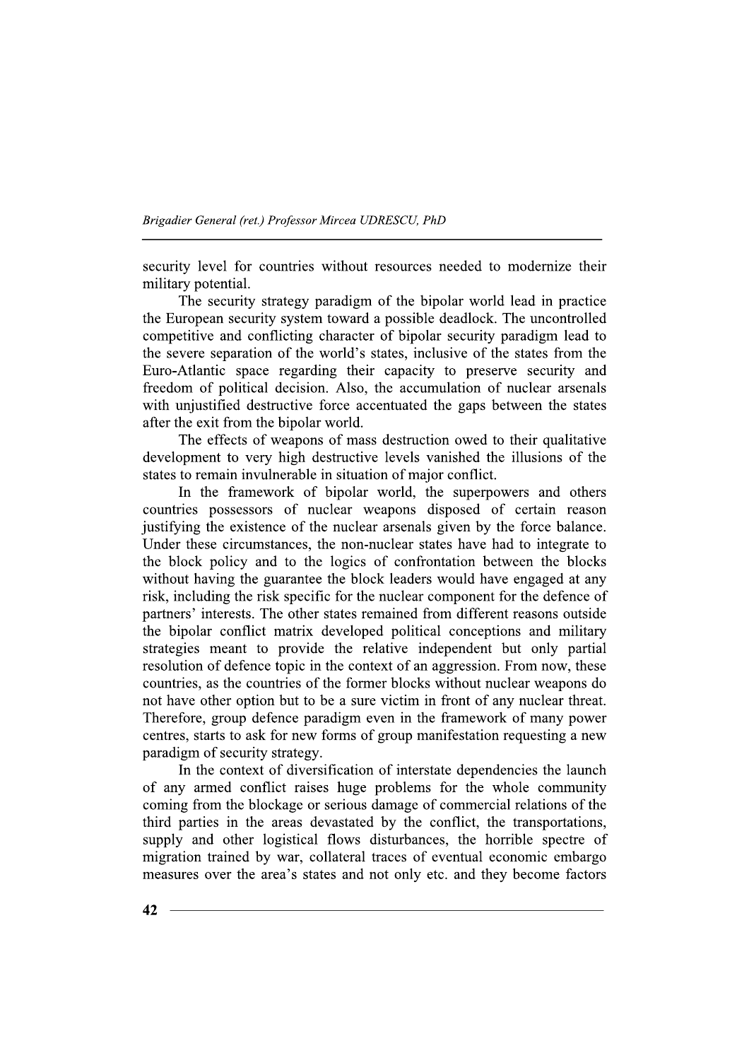security level for countries without resources needed to modernize their military potential.

The security strategy paradigm of the bipolar world lead in practice the European security system toward a possible deadlock. The uncontrolled competitive and conflicting character of bipolar security paradigm lead to the severe separation of the world's states, inclusive of the states from the Euro-Atlantic space regarding their capacity to preserve security and freedom of political decision. Also, the accumulation of nuclear arsenals with unjustified destructive force accentuated the gaps between the states after the exit from the bipolar world.

The effects of weapons of mass destruction owed to their qualitative development to very high destructive levels vanished the illusions of the states to remain invulnerable in situation of major conflict.

In the framework of bipolar world, the superpowers and others countries possessors of nuclear weapons disposed of certain reason justifying the existence of the nuclear arsenals given by the force balance. Under these circumstances, the non-nuclear states have had to integrate to the block policy and to the logics of confrontation between the blocks without having the guarantee the block leaders would have engaged at any risk, including the risk specific for the nuclear component for the defence of partners' interests. The other states remained from different reasons outside the bipolar conflict matrix developed political conceptions and military strategies meant to provide the relative independent but only partial resolution of defence topic in the context of an aggression. From now, these countries, as the countries of the former blocks without nuclear weapons do not have other option but to be a sure victim in front of any nuclear threat. Therefore, group defence paradigm even in the framework of many power centres, starts to ask for new forms of group manifestation requesting a new paradigm of security strategy.

In the context of diversification of interstate dependencies the launch of any armed conflict raises huge problems for the whole community coming from the blockage or serious damage of commercial relations of the third parties in the areas devastated by the conflict, the transportations, supply and other logistical flows disturbances, the horrible spectre of migration trained by war, collateral traces of eventual economic embargo measures over the area's states and not only etc. and they become factors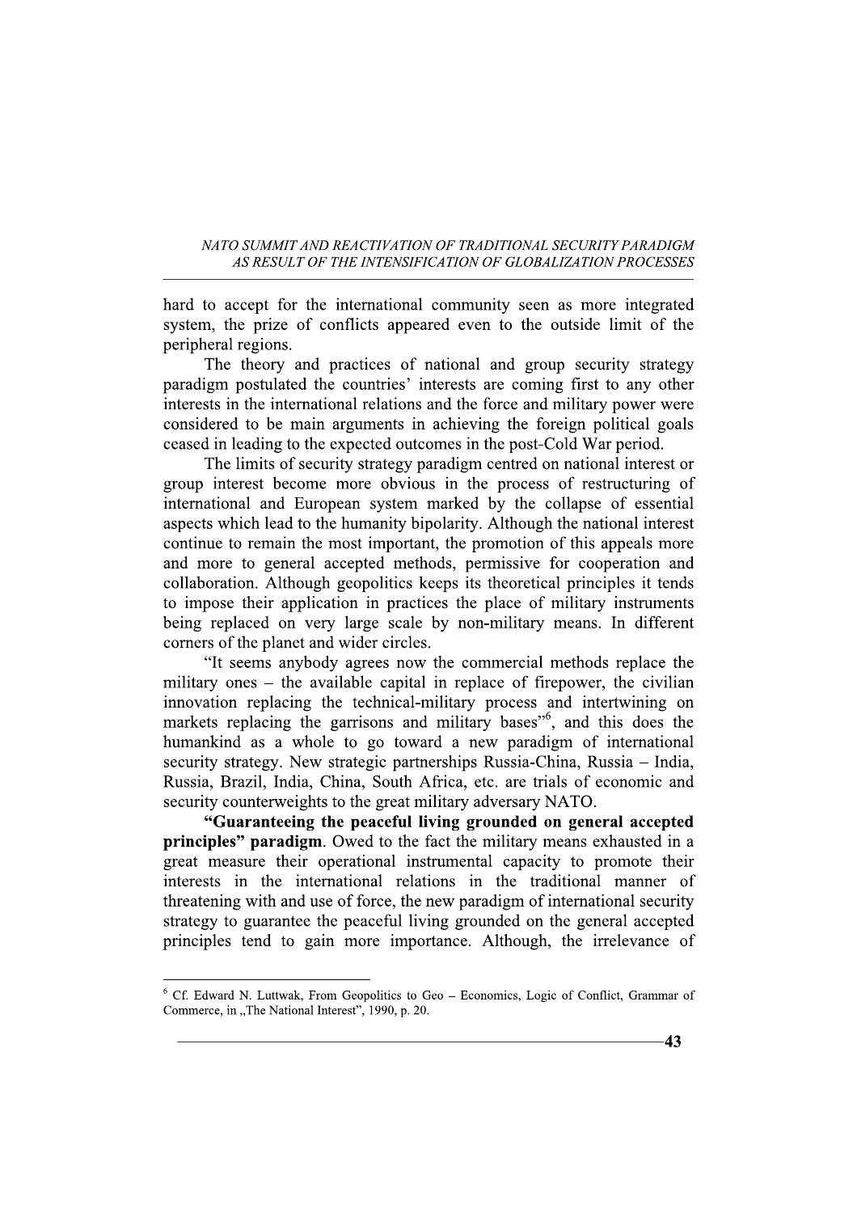hard to accept for the international community seen as more integrated system, the prize of conflicts appeared even to the outside limit of the peripheral regions.

The theory and practices of national and group security strategy paradigm postulated the countries' interests are coming first to any other interests in the international relations and the force and military power were considered to be main arguments in achieving the foreign political goals ceased in leading to the expected outcomes in the post-Cold War period.

The limits of security strategy paradigm centred on national interest or group interest become more obvious in the process of restructuring of international and European system marked by the collapse of essential aspects which lead to the humanity bipolarity. Although the national interest continue to remain the most important, the promotion of this appeals more and more to general accepted methods, permissive for cooperation and collaboration. Although geopolitics keeps its theoretical principles it tends to impose their application in practices the place of military instruments being replaced on very large scale by non-military means. In different corners of the planet and wider circles.

"It seems anybody agrees now the commercial methods replace the military ones – the available capital in replace of firepower, the civilian innovation replacing the technical-military process and intertwining on markets replacing the garrisons and military bases"[6], and this does the humankind as a whole to go toward a new paradigm of international security strategy. New strategic partnerships Russia-China, Russia – India, Russia, Brazil, India, China, South Africa, etc. are trials of economic and security counterweights to the great military adversary NATO.

**"Guaranteeing the peaceful living grounded on general accepted principles" paradigm**. Owed to the fact the military means exhausted in a great measure their operational instrumental capacity to promote their interests in the international relations in the traditional manner of threatening with and use of force, the new paradigm of international security strategy to guarantee the peaceful living grounded on the general accepted principles tend to gain more importance. Although, the irrelevance of

---

[6] Cf. Edward N. Luttwak, From Geopolitics to Geo – Economics, Logic of Conflict, Grammar of Commerce, in „The National Interest", 1990, p. 20.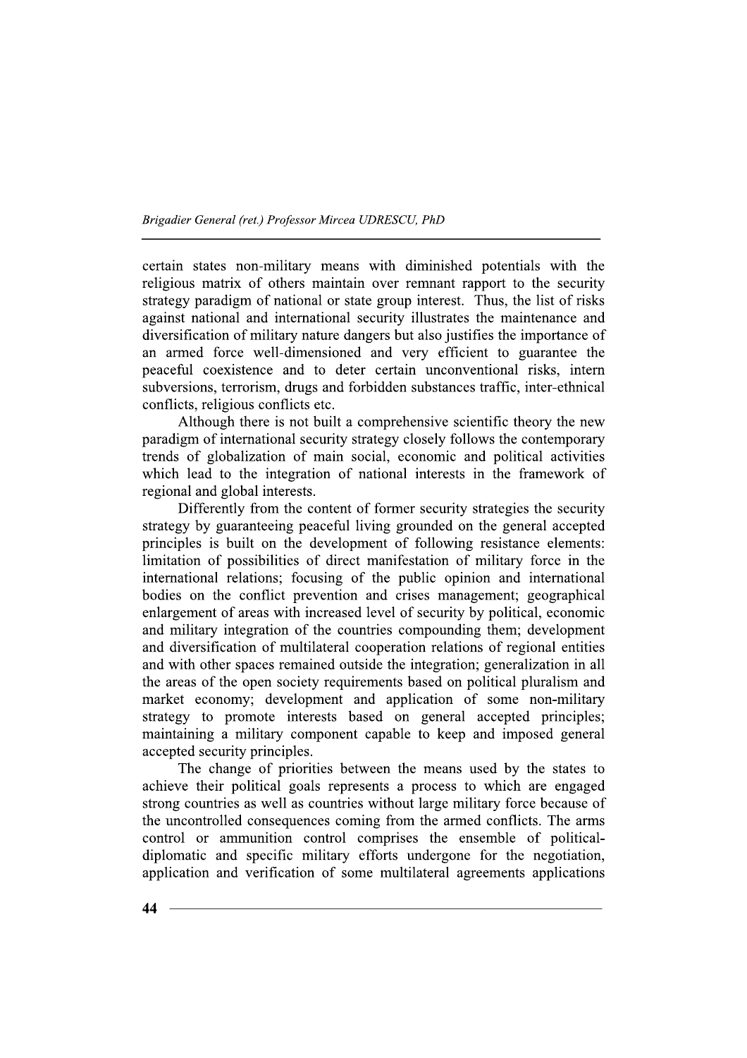certain states non-military means with diminished potentials with the religious matrix of others maintain over remnant rapport to the security strategy paradigm of national or state group interest. Thus, the list of risks against national and international security illustrates the maintenance and diversification of military nature dangers but also justifies the importance of an armed force well-dimensioned and very efficient to guarantee the peaceful coexistence and to deter certain unconventional risks, intern subversions, terrorism, drugs and forbidden substances traffic, inter-ethnical conflicts, religious conflicts etc.

Although there is not built a comprehensive scientific theory the new paradigm of international security strategy closely follows the contemporary trends of globalization of main social, economic and political activities which lead to the integration of national interests in the framework of regional and global interests.

Differently from the content of former security strategies the security strategy by guaranteeing peaceful living grounded on the general accepted principles is built on the development of following resistance elements: limitation of possibilities of direct manifestation of military force in the international relations; focusing of the public opinion and international bodies on the conflict prevention and crises management; geographical enlargement of areas with increased level of security by political, economic and military integration of the countries compounding them; development and diversification of multilateral cooperation relations of regional entities and with other spaces remained outside the integration; generalization in all the areas of the open society requirements based on political pluralism and market economy; development and application of some non-military strategy to promote interests based on general accepted principles; maintaining a military component capable to keep and imposed general accepted security principles.

The change of priorities between the means used by the states to achieve their political goals represents a process to which are engaged strong countries as well as countries without large military force because of the uncontrolled consequences coming from the armed conflicts. The arms control or ammunition control comprises the ensemble of political-diplomatic and specific military efforts undergone for the negotiation, application and verification of some multilateral agreements applications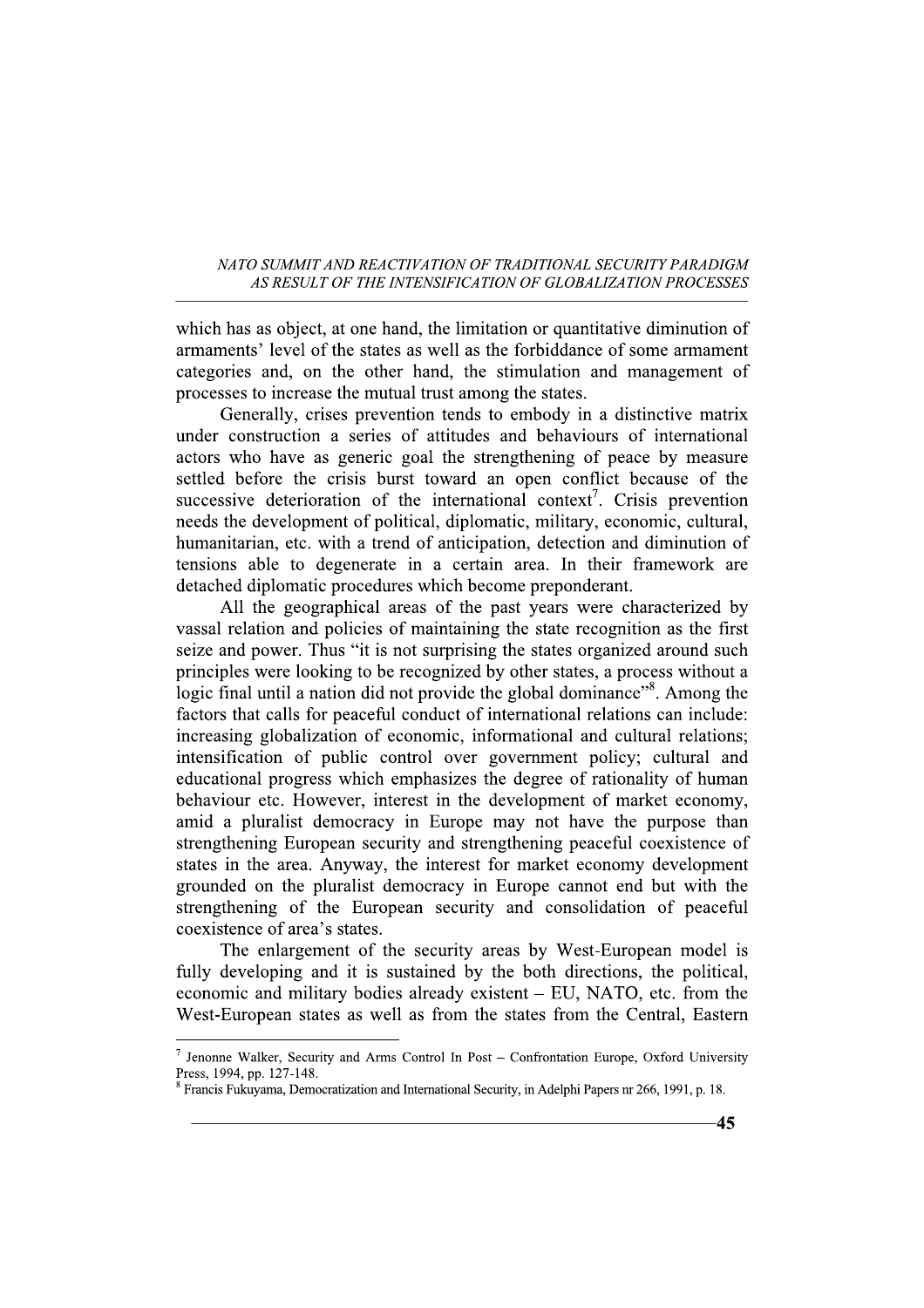which has as object, at one hand, the limitation or quantitative diminution of armaments' level of the states as well as the forbiddance of some armament categories and, on the other hand, the stimulation and management of processes to increase the mutual trust among the states.

Generally, crises prevention tends to embody in a distinctive matrix under construction a series of attitudes and behaviours of international actors who have as generic goal the strengthening of peace by measure settled before the crisis burst toward an open conflict because of the successive deterioration of the international context[7]. Crisis prevention needs the development of political, diplomatic, military, economic, cultural, humanitarian, etc. with a trend of anticipation, detection and diminution of tensions able to degenerate in a certain area. In their framework are detached diplomatic procedures which become preponderant.

All the geographical areas of the past years were characterized by vassal relation and policies of maintaining the state recognition as the first seize and power. Thus "it is not surprising the states organized around such principles were looking to be recognized by other states, a process without a logic final until a nation did not provide the global dominance"[8]. Among the factors that calls for peaceful conduct of international relations can include: increasing globalization of economic, informational and cultural relations; intensification of public control over government policy; cultural and educational progress which emphasizes the degree of rationality of human behaviour etc. However, interest in the development of market economy, amid a pluralist democracy in Europe may not have the purpose than strengthening European security and strengthening peaceful coexistence of states in the area. Anyway, the interest for market economy development grounded on the pluralist democracy in Europe cannot end but with the strengthening of the European security and consolidation of peaceful coexistence of area's states.

The enlargement of the security areas by West-European model is fully developing and it is sustained by the both directions, the political, economic and military bodies already existent – EU, NATO, etc. from the West-European states as well as from the states from the Central, Eastern

---

[7] Jenonne Walker, Security and Arms Control In Post – Confrontation Europe, Oxford University Press, 1994, pp. 127-148.

[8] Francis Fukuyama, Democratization and International Security, in Adelphi Papers nr 266, 1991, p. 18.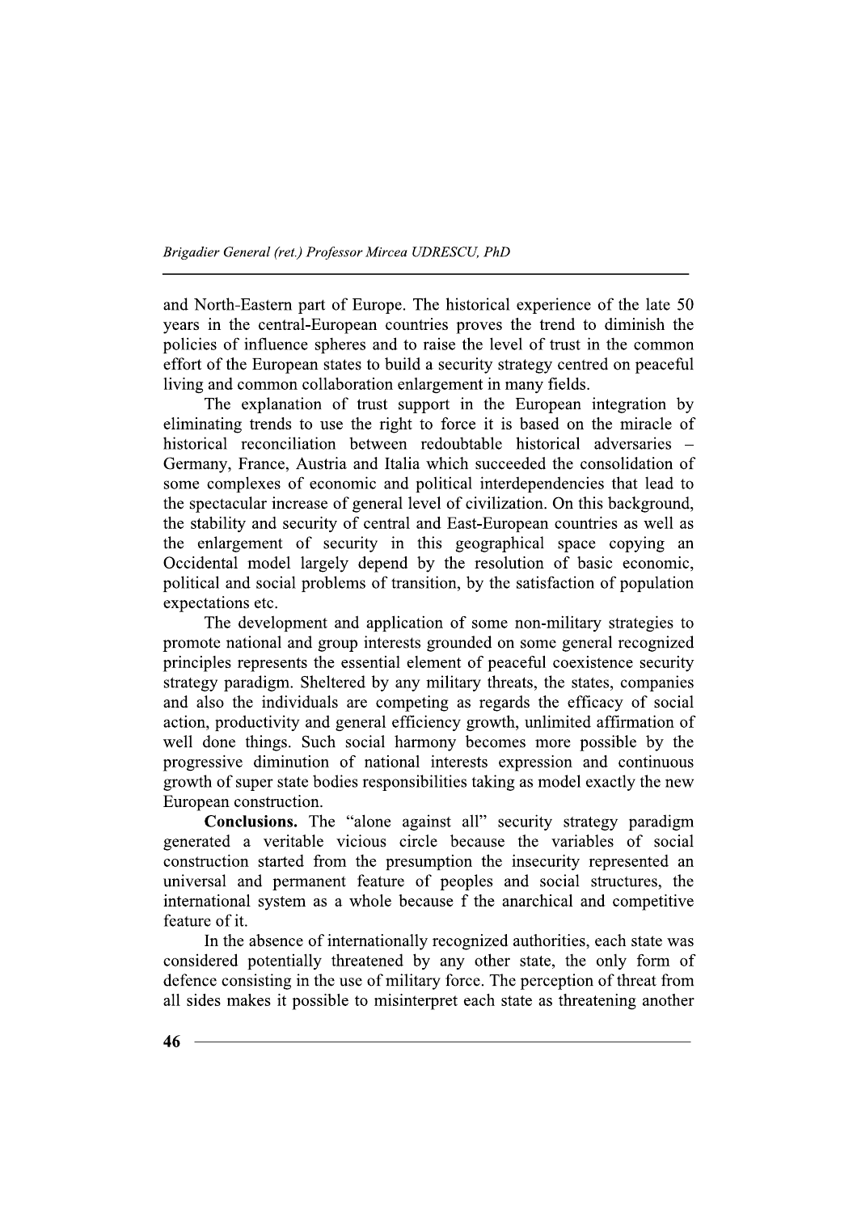and North-Eastern part of Europe. The historical experience of the late 50 years in the central-European countries proves the trend to diminish the policies of influence spheres and to raise the level of trust in the common effort of the European states to build a security strategy centred on peaceful living and common collaboration enlargement in many fields.

The explanation of trust support in the European integration by eliminating trends to use the right to force it is based on the miracle of historical reconciliation between redoubtable historical adversaries – Germany, France, Austria and Italia which succeeded the consolidation of some complexes of economic and political interdependencies that lead to the spectacular increase of general level of civilization. On this background, the stability and security of central and East-European countries as well as the enlargement of security in this geographical space copying an Occidental model largely depend by the resolution of basic economic, political and social problems of transition, by the satisfaction of population expectations etc.

The development and application of some non-military strategies to promote national and group interests grounded on some general recognized principles represents the essential element of peaceful coexistence security strategy paradigm. Sheltered by any military threats, the states, companies and also the individuals are competing as regards the efficacy of social action, productivity and general efficiency growth, unlimited affirmation of well done things. Such social harmony becomes more possible by the progressive diminution of national interests expression and continuous growth of super state bodies responsibilities taking as model exactly the new European construction.

**Conclusions.** The "alone against all" security strategy paradigm generated a veritable vicious circle because the variables of social construction started from the presumption the insecurity represented an universal and permanent feature of peoples and social structures, the international system as a whole because f the anarchical and competitive feature of it.

In the absence of internationally recognized authorities, each state was considered potentially threatened by any other state, the only form of defence consisting in the use of military force. The perception of threat from all sides makes it possible to misinterpret each state as threatening another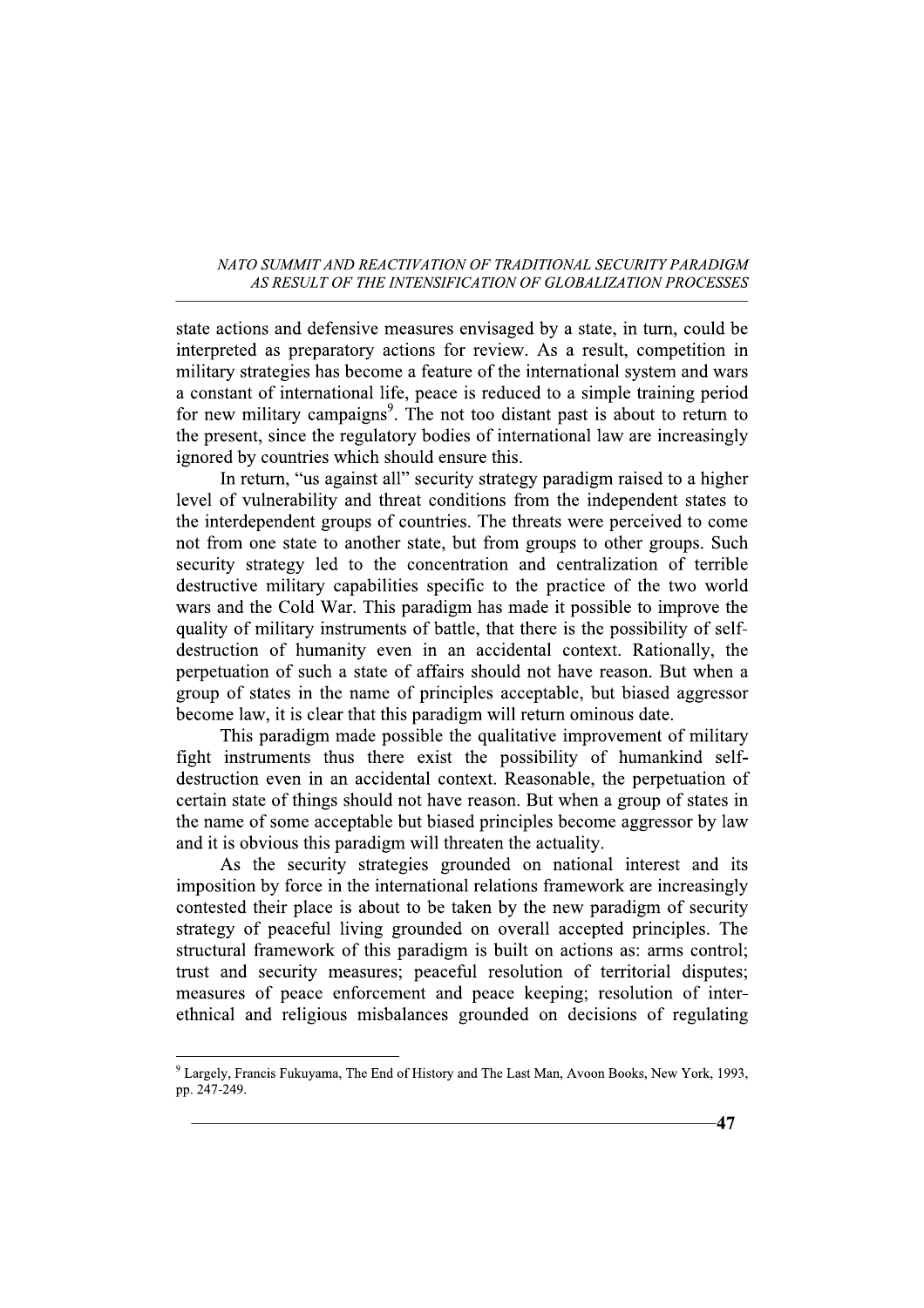state actions and defensive measures envisaged by a state, in turn, could be interpreted as preparatory actions for review. As a result, competition in military strategies has become a feature of the international system and wars a constant of international life, peace is reduced to a simple training period for new military campaigns[9]. The not too distant past is about to return to the present, since the regulatory bodies of international law are increasingly ignored by countries which should ensure this.

In return, "us against all" security strategy paradigm raised to a higher level of vulnerability and threat conditions from the independent states to the interdependent groups of countries. The threats were perceived to come not from one state to another state, but from groups to other groups. Such security strategy led to the concentration and centralization of terrible destructive military capabilities specific to the practice of the two world wars and the Cold War. This paradigm has made it possible to improve the quality of military instruments of battle, that there is the possibility of self-destruction of humanity even in an accidental context. Rationally, the perpetuation of such a state of affairs should not have reason. But when a group of states in the name of principles acceptable, but biased aggressor become law, it is clear that this paradigm will return ominous date.

This paradigm made possible the qualitative improvement of military fight instruments thus there exist the possibility of humankind self-destruction even in an accidental context. Reasonable, the perpetuation of certain state of things should not have reason. But when a group of states in the name of some acceptable but biased principles become aggressor by law and it is obvious this paradigm will threaten the actuality.

As the security strategies grounded on national interest and its imposition by force in the international relations framework are increasingly contested their place is about to be taken by the new paradigm of security strategy of peaceful living grounded on overall accepted principles. The structural framework of this paradigm is built on actions as: arms control; trust and security measures; peaceful resolution of territorial disputes; measures of peace enforcement and peace keeping; resolution of inter-ethnical and religious misbalances grounded on decisions of regulating

---

[9] Largely, Francis Fukuyama, The End of History and The Last Man, Avoon Books, New York, 1993, pp. 247-249.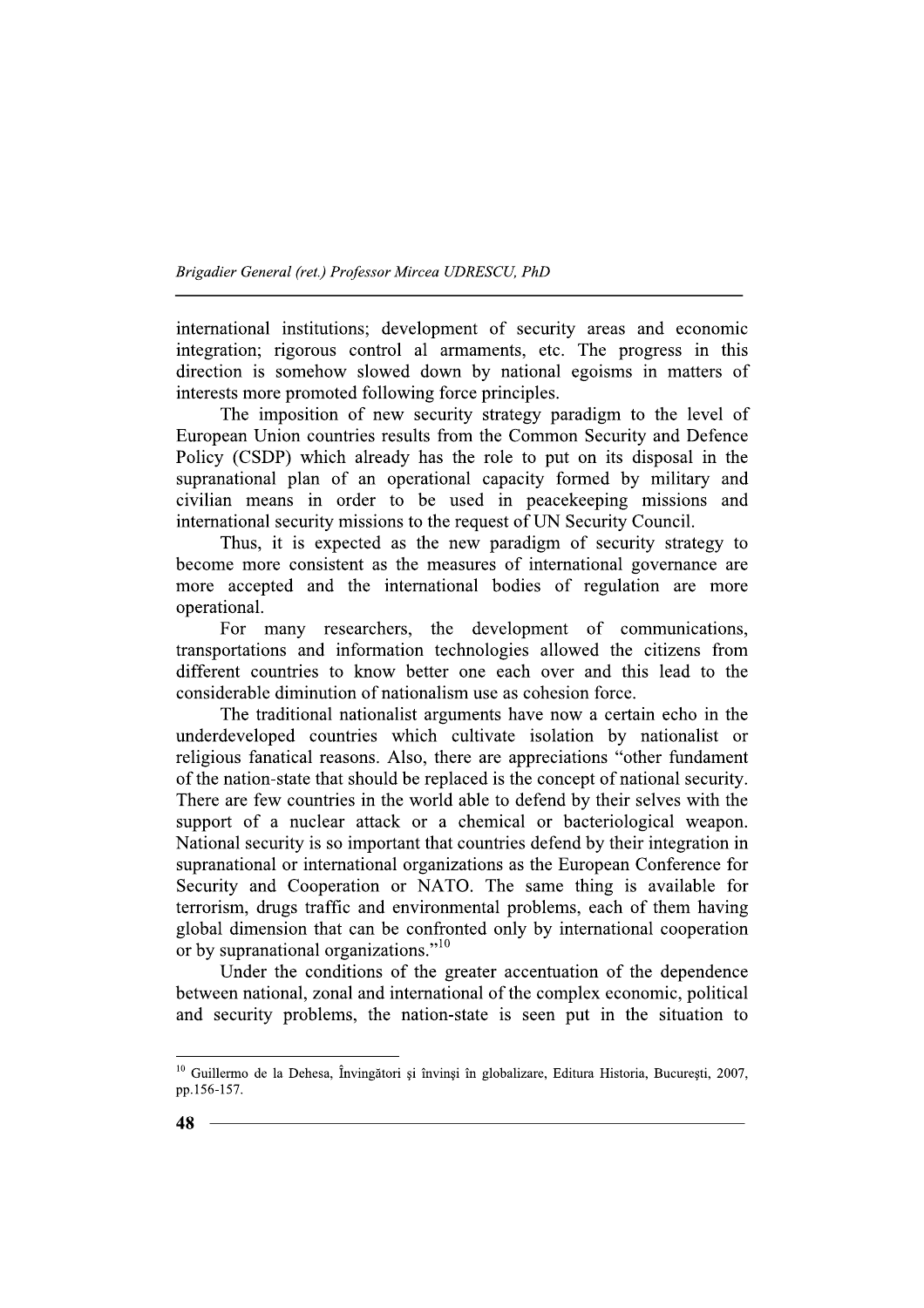international institutions; development of security areas and economic integration; rigorous control al armaments, etc. The progress in this direction is somehow slowed down by national egoisms in matters of interests more promoted following force principles.

The imposition of new security strategy paradigm to the level of European Union countries results from the Common Security and Defence Policy (CSDP) which already has the role to put on its disposal in the supranational plan of an operational capacity formed by military and civilian means in order to be used in peacekeeping missions and international security missions to the request of UN Security Council.

Thus, it is expected as the new paradigm of security strategy to become more consistent as the measures of international governance are more accepted and the international bodies of regulation are more operational.

For many researchers, the development of communications, transportations and information technologies allowed the citizens from different countries to know better one each over and this lead to the considerable diminution of nationalism use as cohesion force.

The traditional nationalist arguments have now a certain echo in the underdeveloped countries which cultivate isolation by nationalist or religious fanatical reasons. Also, there are appreciations "other fundament of the nation-state that should be replaced is the concept of national security. There are few countries in the world able to defend by their selves with the support of a nuclear attack or a chemical or bacteriological weapon. National security is so important that countries defend by their integration in supranational or international organizations as the European Conference for Security and Cooperation or NATO. The same thing is available for terrorism, drugs traffic and environmental problems, each of them having global dimension that can be confronted only by international cooperation or by supranational organizations."[10]

Under the conditions of the greater accentuation of the dependence between national, zonal and international of the complex economic, political and security problems, the nation-state is seen put in the situation to

---

[10] Guillermo de la Dehesa, Învingători şi învinşi în globalizare, Editura Historia, Bucureşti, 2007, pp.156-157.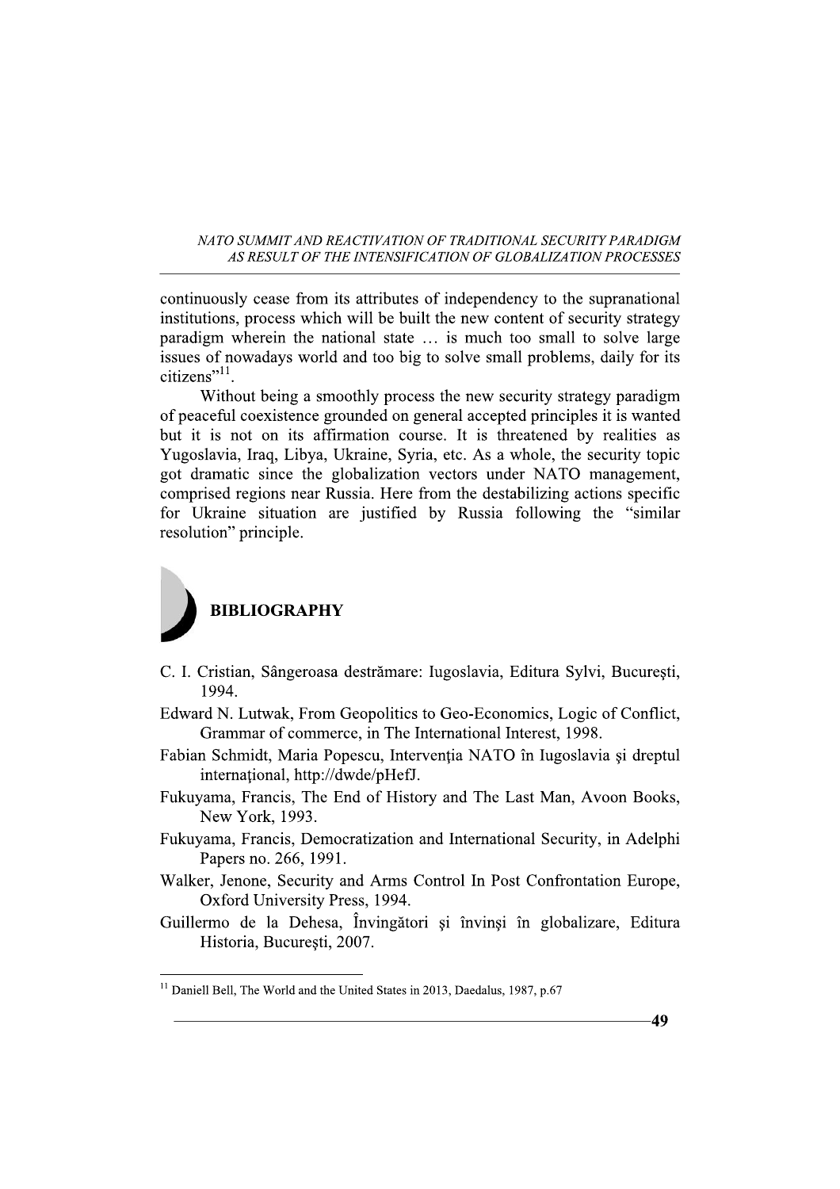continuously cease from its attributes of independency to the supranational institutions, process which will be built the new content of security strategy paradigm wherein the national state … is much too small to solve large issues of nowadays world and too big to solve small problems, daily for its citizens"[11].

Without being a smoothly process the new security strategy paradigm of peaceful coexistence grounded on general accepted principles it is wanted but it is not on its affirmation course. It is threatened by realities as Yugoslavia, Iraq, Libya, Ukraine, Syria, etc. As a whole, the security topic got dramatic since the globalization vectors under NATO management, comprised regions near Russia. Here from the destabilizing actions specific for Ukraine situation are justified by Russia following the "similar resolution" principle.

## BIBLIOGRAPHY

C. I. Cristian, Sângeroasa destrămare: Iugoslavia, Editura Sylvi, Bucureşti, 1994.

Edward N. Lutwak, From Geopolitics to Geo-Economics, Logic of Conflict, Grammar of commerce, in The International Interest, 1998.

Fabian Schmidt, Maria Popescu, Intervenţia NATO în Iugoslavia şi dreptul internaţional, http://dwde/pHefJ.

Fukuyama, Francis, The End of History and The Last Man, Avoon Books, New York, 1993.

Fukuyama, Francis, Democratization and International Security, in Adelphi Papers no. 266, 1991.

Walker, Jenone, Security and Arms Control In Post Confrontation Europe, Oxford University Press, 1994.

Guillermo de la Dehesa, Învingători şi învinşi în globalizare, Editura Historia, Bucureşti, 2007.

---

[11] Daniell Bell, The World and the United States in 2013, Daedalus, 1987, p.67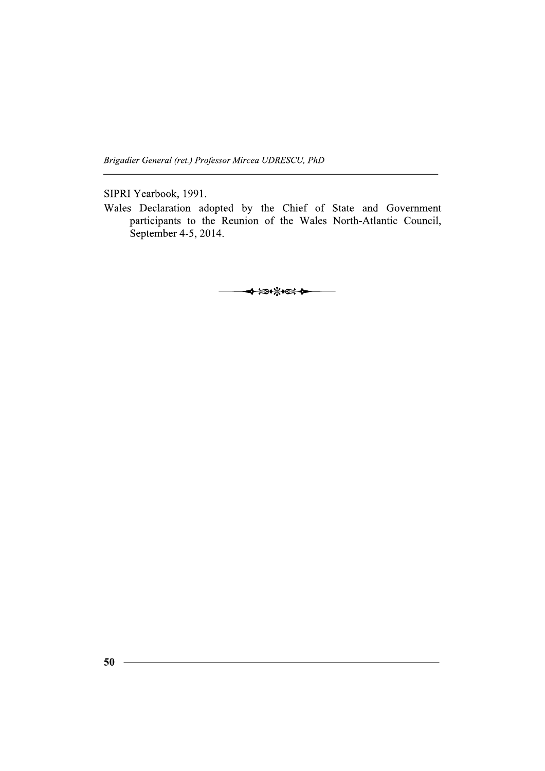SIPRI Yearbook, 1991.

Wales Declaration adopted by the Chief of State and Government participants to the Reunion of the Wales North-Atlantic Council, September 4-5, 2014.